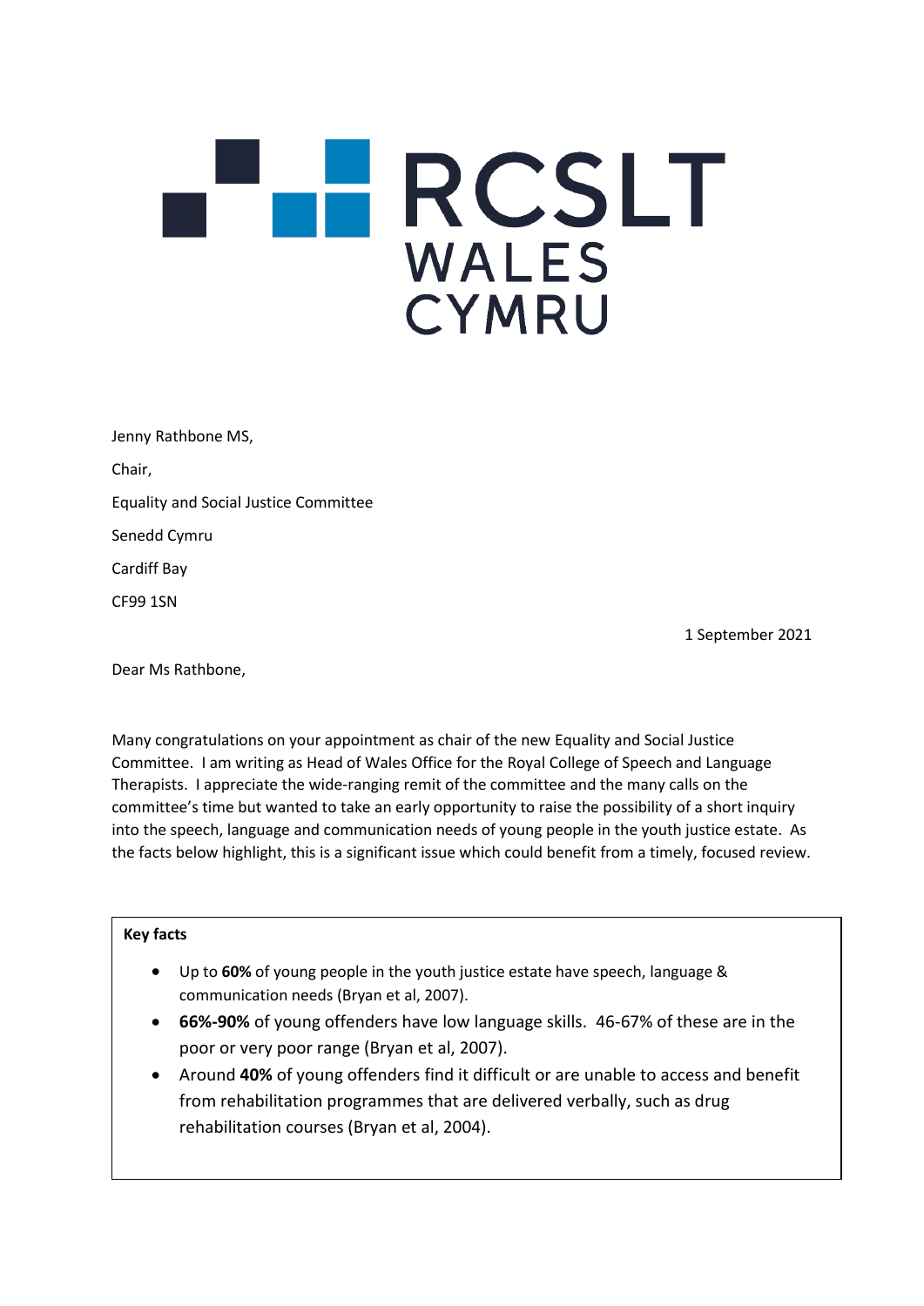RCSLT WALES CYMRU

Jenny Rathbone MS,

Chair,

Equality and Social Justice Committee

Senedd Cymru

Cardiff Bay

CF99 1SN

1 September 2021

Dear Ms Rathbone,

Many congratulations on your appointment as chair of the new Equality and Social Justice Committee. I am writing as Head of Wales Office for the Royal College of Speech and Language Therapists. I appreciate the wide-ranging remit of the committee and the many calls on the committee's time but wanted to take an early opportunity to raise the possibility of a short inquiry into the speech, language and communication needs of young people in the youth justice estate. As the facts below highlight, this is a significant issue which could benefit from a timely, focused review.

**Key facts**

- Up to **60%** of young people in the youth justice estate have speech, language & communication needs (Bryan et al, 2007).
- **66%-90%** of young offenders have low language skills. 46-67% of these are in the poor or very poor range (Bryan et al, 2007).
- Around **40%** of young offenders find it difficult or are unable to access and benefit from rehabilitation programmes that are delivered verbally, such as drug rehabilitation courses (Bryan et al, 2004).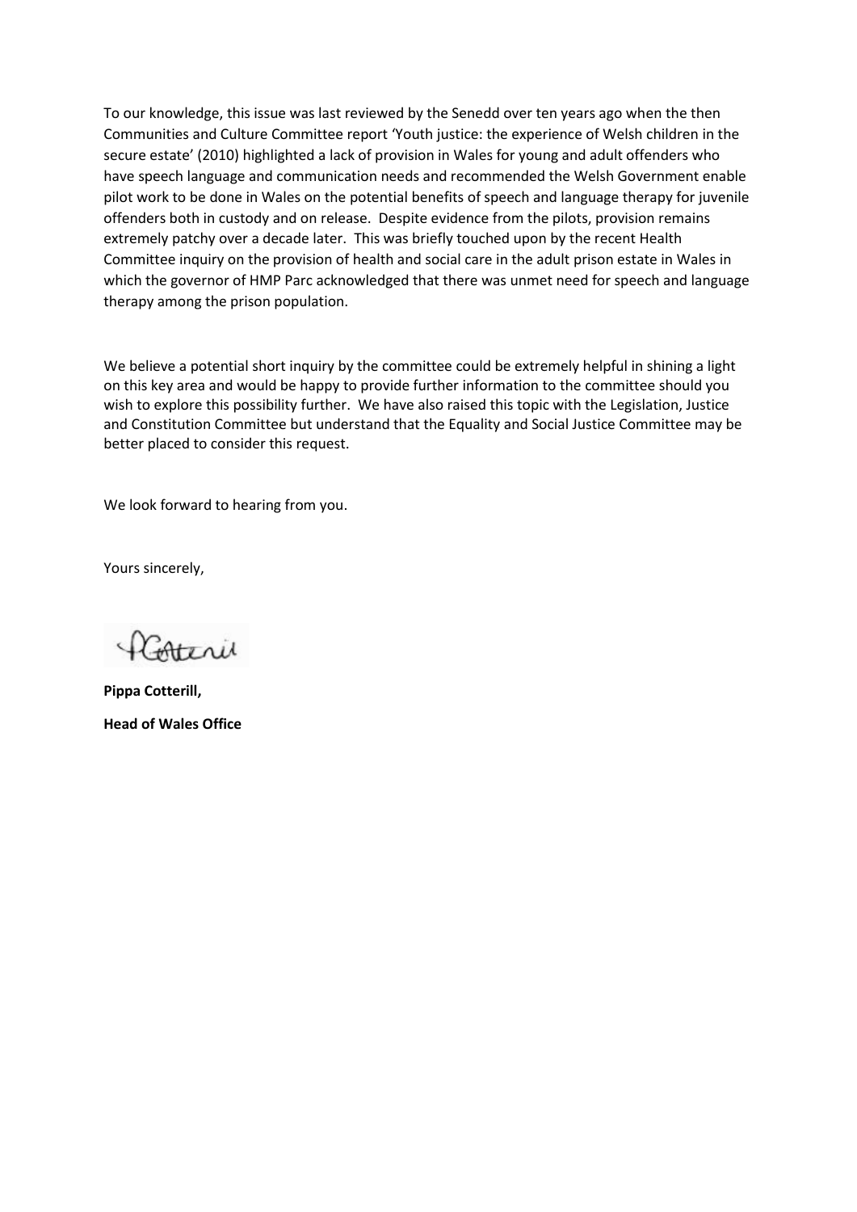To our knowledge, this issue was last reviewed by the Senedd over ten years ago when the then Communities and Culture Committee report 'Youth justice: the experience of Welsh children in the secure estate' (2010) highlighted a lack of provision in Wales for young and adult offenders who have speech language and communication needs and recommended the Welsh Government enable pilot work to be done in Wales on the potential benefits of speech and language therapy for juvenile offenders both in custody and on release. Despite evidence from the pilots, provision remains extremely patchy over a decade later. This was briefly touched upon by the recent Health Committee inquiry on the provision of health and social care in the adult prison estate in Wales in which the governor of HMP Parc acknowledged that there was unmet need for speech and language therapy among the prison population.

We believe a potential short inquiry by the committee could be extremely helpful in shining a light on this key area and would be happy to provide further information to the committee should you wish to explore this possibility further. We have also raised this topic with the Legislation, Justice and Constitution Committee but understand that the Equality and Social Justice Committee may be better placed to consider this request.

We look forward to hearing from you.

Yours sincerely,

**Pippa Cotterill,**

**Head of Wales Office**